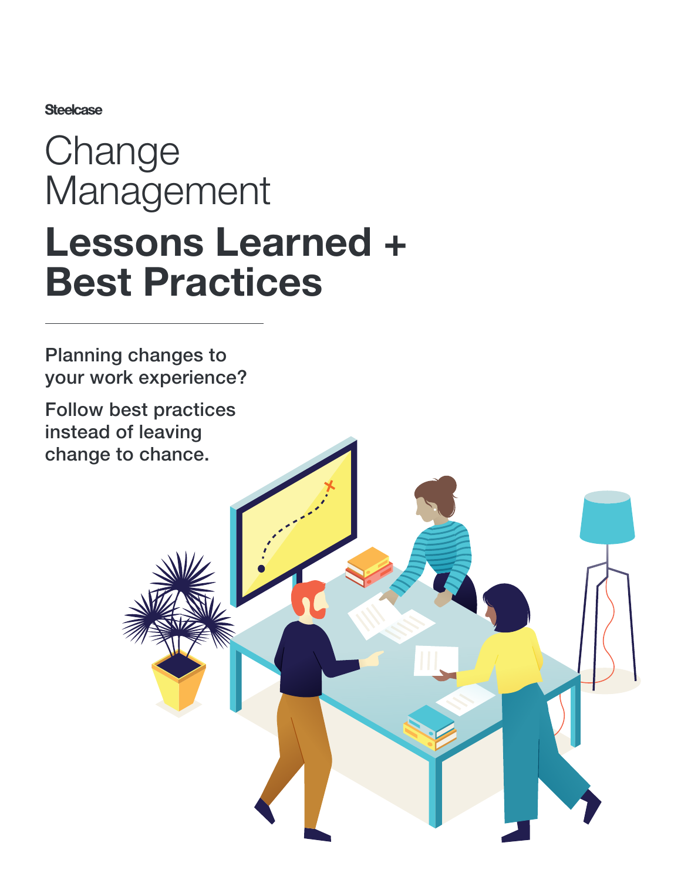Steelcase

# Change Management

# Lessons Learned + Best Practices

Planning changes to your work experience?

Follow best practices instead of leaving change to chance.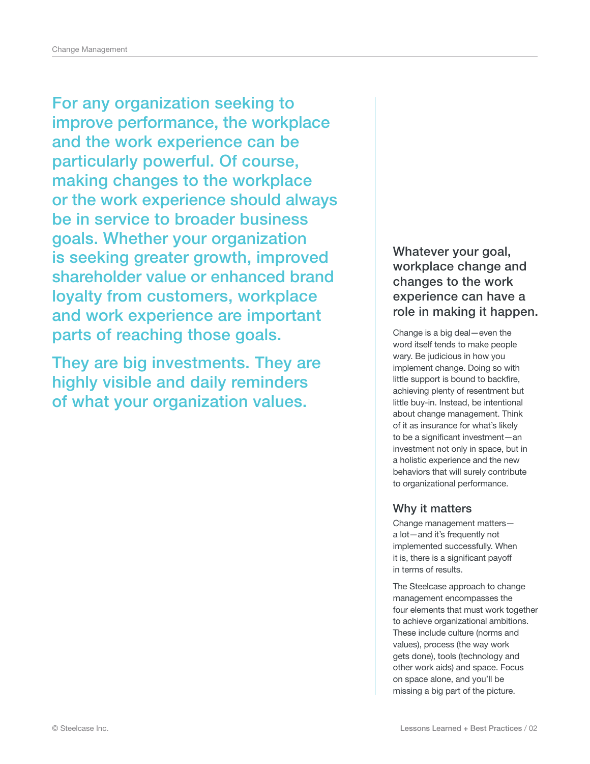For any organization seeking to improve performance, the workplace and the work experience can be particularly powerful. Of course, making changes to the workplace or the work experience should always be in service to broader business goals. Whether your organization is seeking greater growth, improved shareholder value or enhanced brand loyalty from customers, workplace and work experience are important parts of reaching those goals.

They are big investments. They are highly visible and daily reminders of what your organization values.

### Whatever your goal, workplace change and changes to the work experience can have a role in making it happen.

Change is a big deal—even the word itself tends to make people wary. Be judicious in how you implement change. Doing so with little support is bound to backfire, achieving plenty of resentment but little buy-in. Instead, be intentional about change management. Think of it as insurance for what's likely to be a significant investment—an investment not only in space, but in a holistic experience and the new behaviors that will surely contribute to organizational performance.

## Why it matters

Change management matters—a lot—and it's frequently not implemented successfully. When it is, there is a significant payoff in terms of results.

The Steelcase approach to change management encompasses the four elements that must work together to achieve organizational ambitions. These include culture (norms and values), process (the way work gets done), tools (technology and other work aids) and space. Focus on space alone, and you'll be missing a big part of the picture.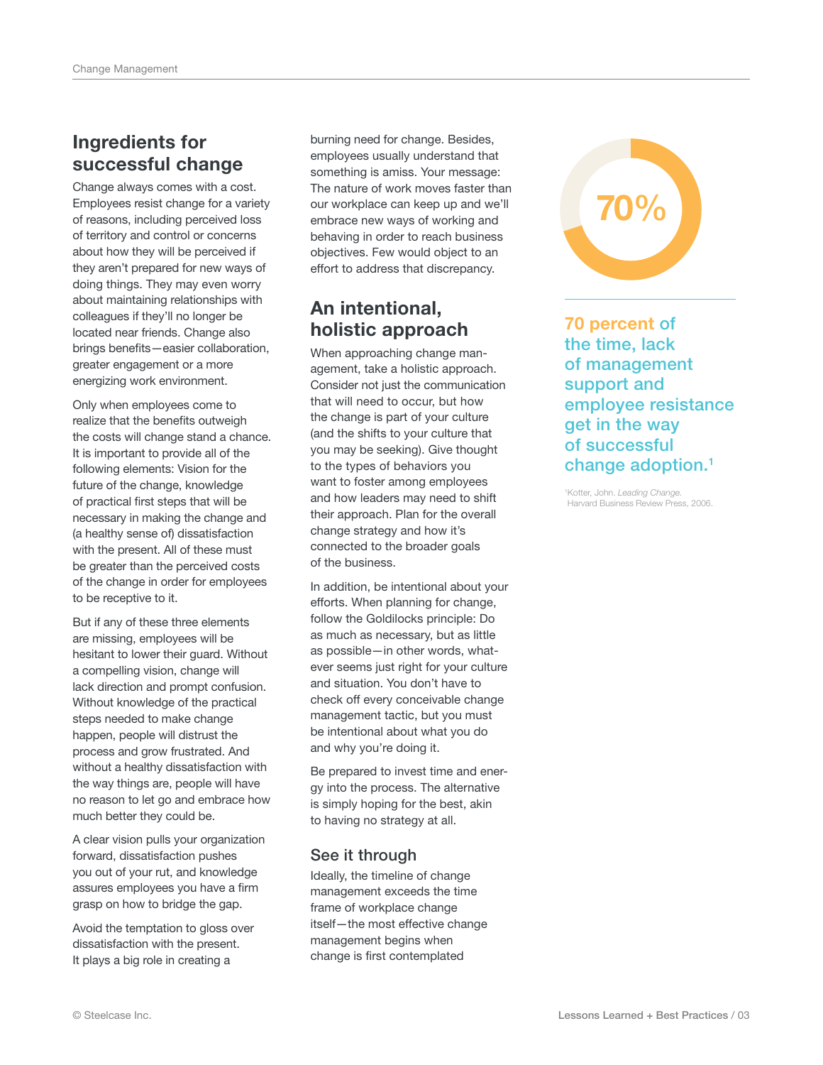## Ingredients for successful change

Change always comes with a cost. Employees resist change for a variety of reasons, including perceived loss of territory and control or concerns about how they will be perceived if they aren't prepared for new ways of doing things. They may even worry about maintaining relationships with colleagues if they'll no longer be located near friends. Change also brings benefits—easier collaboration, greater engagement or a more energizing work environment.

Only when employees come to realize that the benefits outweigh the costs will change stand a chance. It is important to provide all of the following elements: Vision for the future of the change, knowledge of practical first steps that will be necessary in making the change and (a healthy sense of) dissatisfaction with the present. All of these must be greater than the perceived costs of the change in order for employees to be receptive to it.

But if any of these three elements are missing, employees will be hesitant to lower their guard. Without a compelling vision, change will lack direction and prompt confusion. Without knowledge of the practical steps needed to make change happen, people will distrust the process and grow frustrated. And without a healthy dissatisfaction with the way things are, people will have no reason to let go and embrace how much better they could be.

A clear vision pulls your organization forward, dissatisfaction pushes you out of your rut, and knowledge assures employees you have a firm grasp on how to bridge the gap.

Avoid the temptation to gloss over dissatisfaction with the present. It plays a big role in creating a burning need for change. Besides, employees usually understand that something is amiss. Your message: The nature of work moves faster than our workplace can keep up and we'll embrace new ways of working and behaving in order to reach business objectives. Few would object to an effort to address that discrepancy.

## An intentional, holistic approach

When approaching change management, take a holistic approach. Consider not just the communication that will need to occur, but how the change is part of your culture (and the shifts to your culture that you may be seeking). Give thought to the types of behaviors you want to foster among employees and how leaders may need to shift their approach. Plan for the overall change strategy and how it's connected to the broader goals of the business.

In addition, be intentional about your efforts. When planning for change, follow the Goldilocks principle: Do as much as necessary, but as little as possible—in other words, whatever seems just right for your culture and situation. You don't have to check off every conceivable change management tactic, but you must be intentional about what you do and why you're doing it.

Be prepared to invest time and energy into the process. The alternative is simply hoping for the best, akin to having no strategy at all.

### See it through

Ideally, the timeline of change management exceeds the time frame of workplace change itself—the most effective change management begins when change is first contemplated

70%

**70 percent of the time, lack of management support and employee resistance get in the way of successful change adoption.[1]**

[1]Kotter, John. *Leading Change.* Harvard Business Review Press, 2006.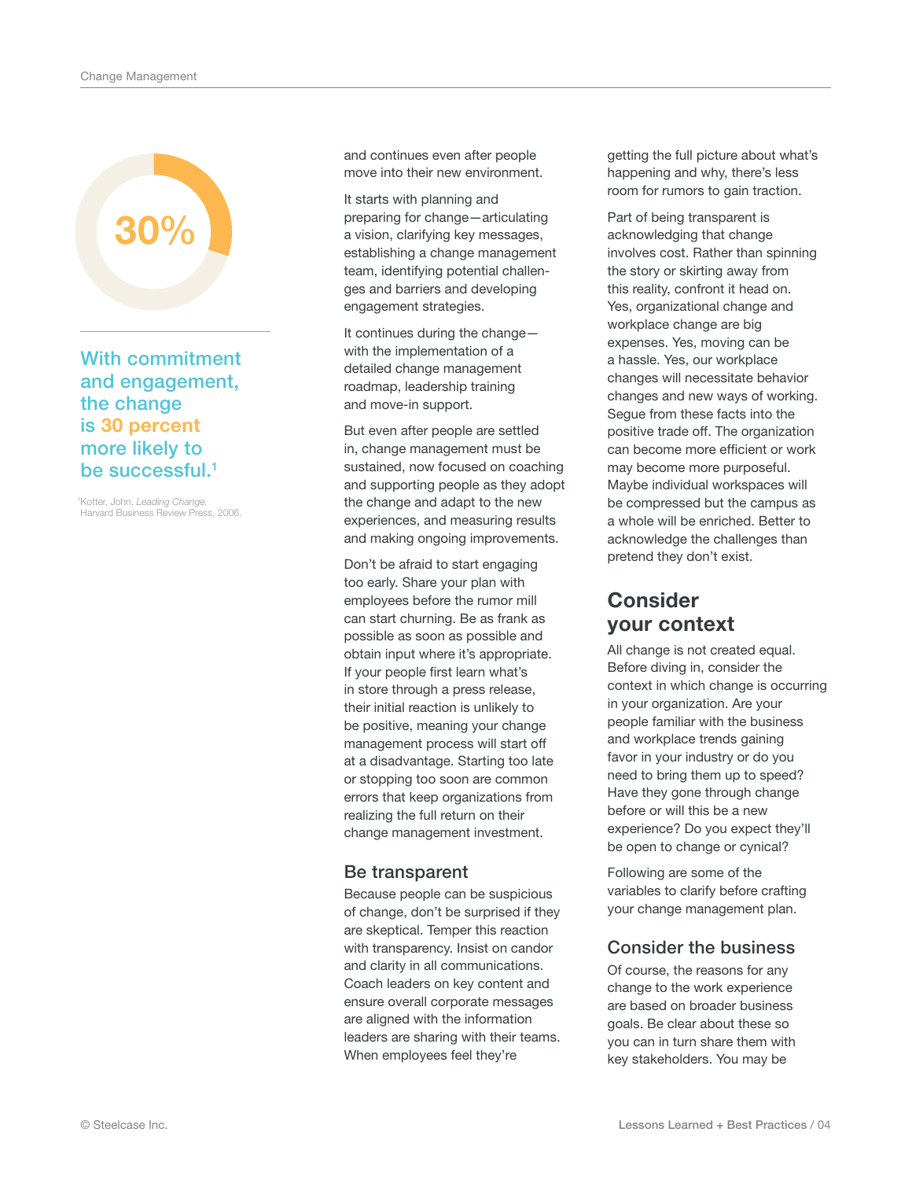30%

With commitment and engagement, the change is 30 percent more likely to be successful.[1]

[1] Kotter, John. *Leading Change*. Harvard Business Review Press, 2006.

and continues even after people move into their new environment.

It starts with planning and preparing for change—articulating a vision, clarifying key messages, establishing a change management team, identifying potential challenges and barriers and developing engagement strategies.

It continues during the change—with the implementation of a detailed change management roadmap, leadership training and move-in support.

But even after people are settled in, change management must be sustained, now focused on coaching and supporting people as they adopt the change and adapt to the new experiences, and measuring results and making ongoing improvements.

Don't be afraid to start engaging too early. Share your plan with employees before the rumor mill can start churning. Be as frank as possible as soon as possible and obtain input where it's appropriate. If your people first learn what's in store through a press release, their initial reaction is unlikely to be positive, meaning your change management process will start off at a disadvantage. Starting too late or stopping too soon are common errors that keep organizations from realizing the full return on their change management investment.

### Be transparent

Because people can be suspicious of change, don't be surprised if they are skeptical. Temper this reaction with transparency. Insist on candor and clarity in all communications. Coach leaders on key content and ensure overall corporate messages are aligned with the information leaders are sharing with their teams. When employees feel they're getting the full picture about what's happening and why, there's less room for rumors to gain traction.

Part of being transparent is acknowledging that change involves cost. Rather than spinning the story or skirting away from this reality, confront it head on. Yes, organizational change and workplace change are big expenses. Yes, moving can be a hassle. Yes, our workplace changes will necessitate behavior changes and new ways of working. Segue from these facts into the positive trade off. The organization can become more efficient or work may become more purposeful. Maybe individual workspaces will be compressed but the campus as a whole will be enriched. Better to acknowledge the challenges than pretend they don't exist.

## Consider your context

All change is not created equal. Before diving in, consider the context in which change is occurring in your organization. Are your people familiar with the business and workplace trends gaining favor in your industry or do you need to bring them up to speed? Have they gone through change before or will this be a new experience? Do you expect they'll be open to change or cynical?

Following are some of the variables to clarify before crafting your change management plan.

### Consider the business

Of course, the reasons for any change to the work experience are based on broader business goals. Be clear about these so you can in turn share them with key stakeholders. You may be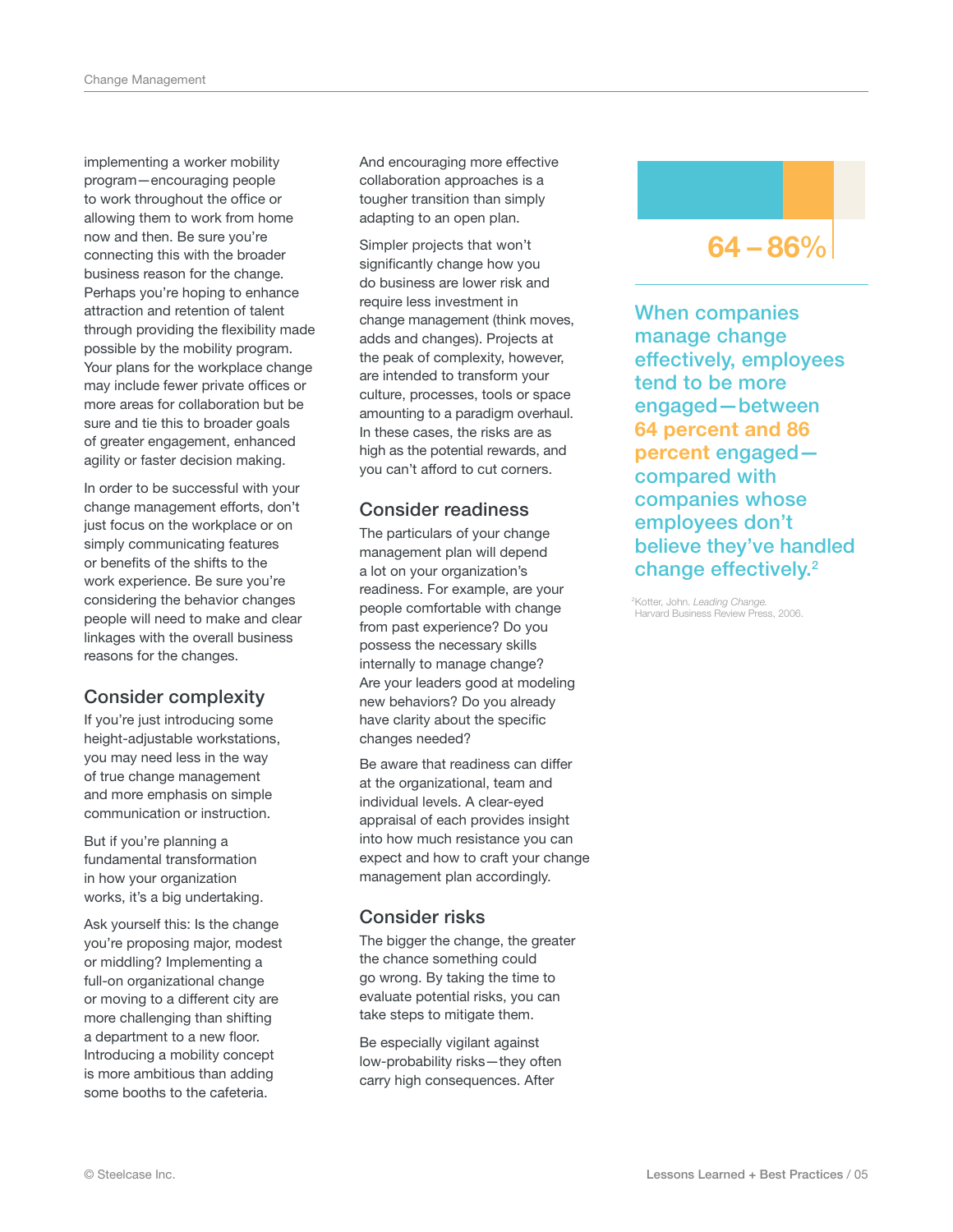implementing a worker mobility program—encouraging people to work throughout the office or allowing them to work from home now and then. Be sure you're connecting this with the broader business reason for the change. Perhaps you're hoping to enhance attraction and retention of talent through providing the flexibility made possible by the mobility program. Your plans for the workplace change may include fewer private offices or more areas for collaboration but be sure and tie this to broader goals of greater engagement, enhanced agility or faster decision making.

In order to be successful with your change management efforts, don't just focus on the workplace or on simply communicating features or benefits of the shifts to the work experience. Be sure you're considering the behavior changes people will need to make and clear linkages with the overall business reasons for the changes.

## Consider complexity

If you're just introducing some height-adjustable workstations, you may need less in the way of true change management and more emphasis on simple communication or instruction.

But if you're planning a fundamental transformation in how your organization works, it's a big undertaking.

Ask yourself this: Is the change you're proposing major, modest or middling? Implementing a full-on organizational change or moving to a different city are more challenging than shifting a department to a new floor. Introducing a mobility concept is more ambitious than adding some booths to the cafeteria. And encouraging more effective collaboration approaches is a tougher transition than simply adapting to an open plan.

Simpler projects that won't significantly change how you do business are lower risk and require less investment in change management (think moves, adds and changes). Projects at the peak of complexity, however, are intended to transform your culture, processes, tools or space amounting to a paradigm overhaul. In these cases, the risks are as high as the potential rewards, and you can't afford to cut corners.

## Consider readiness

The particulars of your change management plan will depend a lot on your organization's readiness. For example, are your people comfortable with change from past experience? Do you possess the necessary skills internally to manage change? Are your leaders good at modeling new behaviors? Do you already have clarity about the specific changes needed?

Be aware that readiness can differ at the organizational, team and individual levels. A clear-eyed appraisal of each provides insight into how much resistance you can expect and how to craft your change management plan accordingly.

## Consider risks

The bigger the change, the greater the chance something could go wrong. By taking the time to evaluate potential risks, you can take steps to mitigate them.

Be especially vigilant against low-probability risks—they often carry high consequences. After

**64 – 86%**

**When companies manage change effectively, employees tend to be more engaged—between 64 percent and 86 percent engaged—compared with companies whose employees don't believe they've handled change effectively.[2]**

[2]Kotter, John. *Leading Change.* Harvard Business Review Press, 2006.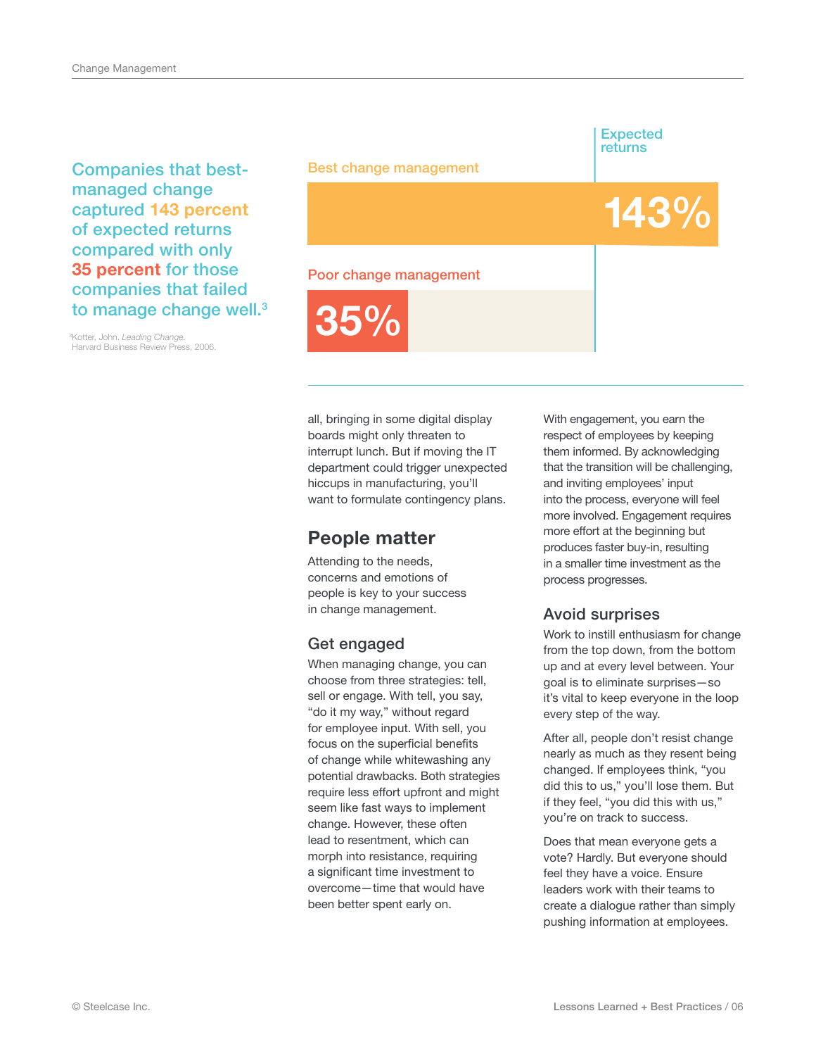Companies that best-managed change captured **143 percent** of expected returns compared with only **35 percent** for those companies that failed to manage change well.[3]

[3]Kotter, John. *Leading Change.* Harvard Business Review Press, 2006.

Expected returns

Best change management

143%

Poor change management

35%

all, bringing in some digital display boards might only threaten to interrupt lunch. But if moving the IT department could trigger unexpected hiccups in manufacturing, you'll want to formulate contingency plans.

## People matter

Attending to the needs, concerns and emotions of people is key to your success in change management.

### Get engaged

When managing change, you can choose from three strategies: tell, sell or engage. With tell, you say, "do it my way," without regard for employee input. With sell, you focus on the superficial benefits of change while whitewashing any potential drawbacks. Both strategies require less effort upfront and might seem like fast ways to implement change. However, these often lead to resentment, which can morph into resistance, requiring a significant time investment to overcome—time that would have been better spent early on.

With engagement, you earn the respect of employees by keeping them informed. By acknowledging that the transition will be challenging, and inviting employees' input into the process, everyone will feel more involved. Engagement requires more effort at the beginning but produces faster buy-in, resulting in a smaller time investment as the process progresses.

### Avoid surprises

Work to instill enthusiasm for change from the top down, from the bottom up and at every level between. Your goal is to eliminate surprises—so it's vital to keep everyone in the loop every step of the way.

After all, people don't resist change nearly as much as they resent being changed. If employees think, "you did this to us," you'll lose them. But if they feel, "you did this with us," you're on track to success.

Does that mean everyone gets a vote? Hardly. But everyone should feel they have a voice. Ensure leaders work with their teams to create a dialogue rather than simply pushing information at employees.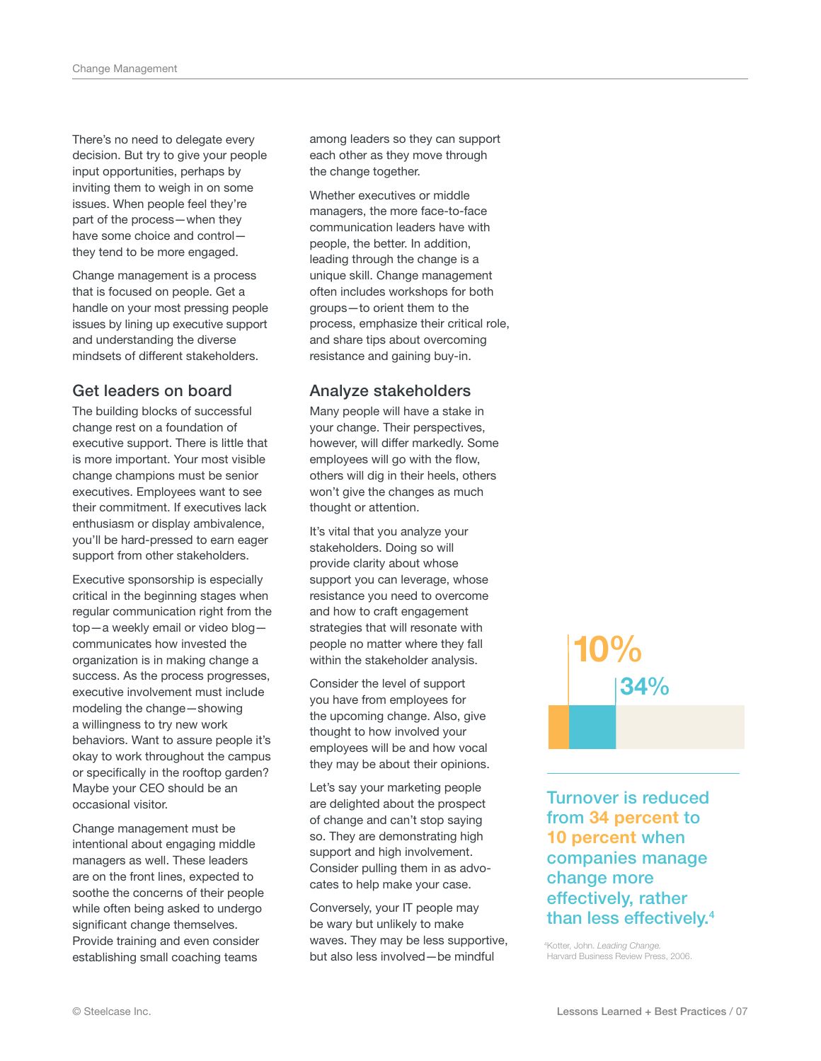There's no need to delegate every decision. But try to give your people input opportunities, perhaps by inviting them to weigh in on some issues. When people feel they're part of the process—when they have some choice and control—they tend to be more engaged.

Change management is a process that is focused on people. Get a handle on your most pressing people issues by lining up executive support and understanding the diverse mindsets of different stakeholders.

## Get leaders on board

The building blocks of successful change rest on a foundation of executive support. There is little that is more important. Your most visible change champions must be senior executives. Employees want to see their commitment. If executives lack enthusiasm or display ambivalence, you'll be hard-pressed to earn eager support from other stakeholders.

Executive sponsorship is especially critical in the beginning stages when regular communication right from the top—a weekly email or video blog—communicates how invested the organization is in making change a success. As the process progresses, executive involvement must include modeling the change—showing a willingness to try new work behaviors. Want to assure people it's okay to work throughout the campus or specifically in the rooftop garden? Maybe your CEO should be an occasional visitor.

Change management must be intentional about engaging middle managers as well. These leaders are on the front lines, expected to soothe the concerns of their people while often being asked to undergo significant change themselves. Provide training and even consider establishing small coaching teams among leaders so they can support each other as they move through the change together.

Whether executives or middle managers, the more face-to-face communication leaders have with people, the better. In addition, leading through the change is a unique skill. Change management often includes workshops for both groups—to orient them to the process, emphasize their critical role, and share tips about overcoming resistance and gaining buy-in.

## Analyze stakeholders

Many people will have a stake in your change. Their perspectives, however, will differ markedly. Some employees will go with the flow, others will dig in their heels, others won't give the changes as much thought or attention.

It's vital that you analyze your stakeholders. Doing so will provide clarity about whose support you can leverage, whose resistance you need to overcome and how to craft engagement strategies that will resonate with people no matter where they fall within the stakeholder analysis.

Consider the level of support you have from employees for the upcoming change. Also, give thought to how involved your employees will be and how vocal they may be about their opinions.

Let's say your marketing people are delighted about the prospect of change and can't stop saying so. They are demonstrating high support and high involvement. Consider pulling them in as advocates to help make your case.

Conversely, your IT people may be wary but unlikely to make waves. They may be less supportive, but also less involved—be mindful

10%

34%

**Turnover is reduced from 34 percent to 10 percent when companies manage change more effectively, rather than less effectively.[4]**

[4]Kotter, John. *Leading Change.* Harvard Business Review Press, 2006.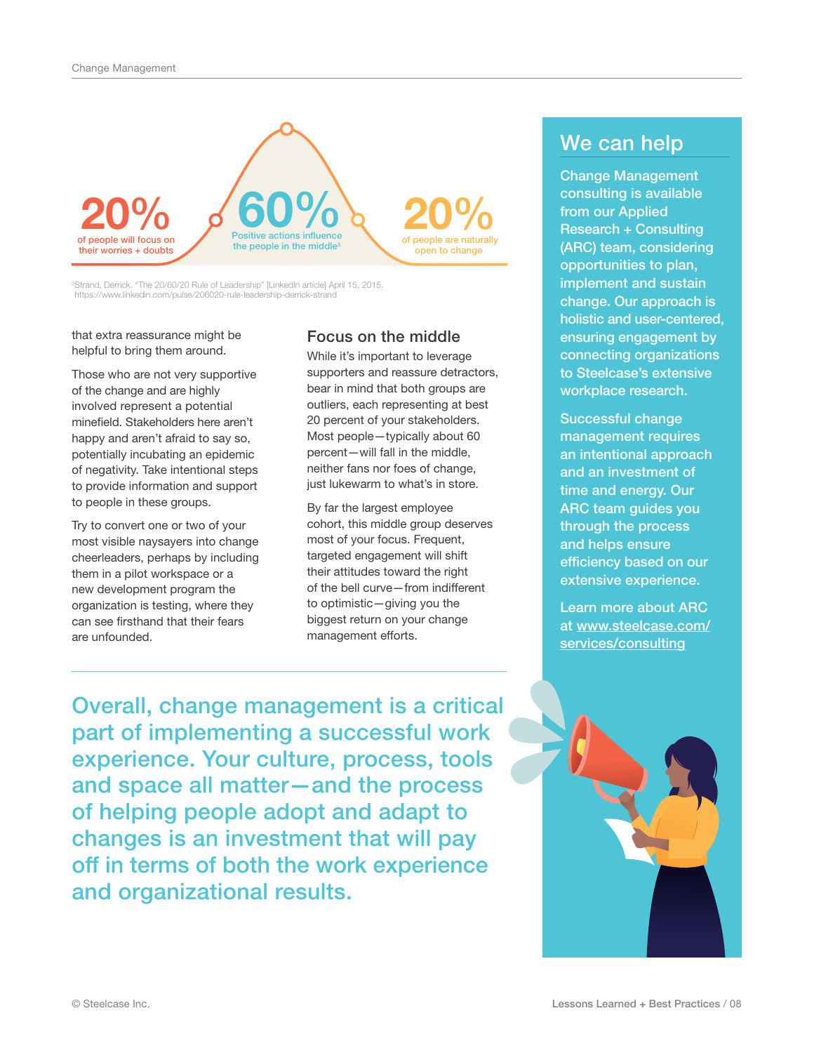20%
of people will focus on their worries + doubts

60%
Positive actions influence the people in the middle[5]

20%
of people are naturally open to change

[5]Strand, Derrick. "The 20/60/20 Rule of Leadership" [LinkedIn article] April 15, 2015. https://www.linkedin.com/pulse/206020-rule-leadership-derrick-strand

that extra reassurance might be helpful to bring them around.

Those who are not very supportive of the change and are highly involved represent a potential minefield. Stakeholders here aren't happy and aren't afraid to say so, potentially incubating an epidemic of negativity. Take intentional steps to provide information and support to people in these groups.

Try to convert one or two of your most visible naysayers into change cheerleaders, perhaps by including them in a pilot workspace or a new development program the organization is testing, where they can see firsthand that their fears are unfounded.

### Focus on the middle

While it's important to leverage supporters and reassure detractors, bear in mind that both groups are outliers, each representing at best 20 percent of your stakeholders. Most people—typically about 60 percent—will fall in the middle, neither fans nor foes of change, just lukewarm to what's in store.

By far the largest employee cohort, this middle group deserves most of your focus. Frequent, targeted engagement will shift their attitudes toward the right of the bell curve—from indifferent to optimistic—giving you the biggest return on your change management efforts.

**Overall, change management is a critical part of implementing a successful work experience. Your culture, process, tools and space all matter—and the process of helping people adopt and adapt to changes is an investment that will pay off in terms of both the work experience and organizational results.**

## We can help

Change Management consulting is available from our Applied Research + Consulting (ARC) team, considering opportunities to plan, implement and sustain change. Our approach is holistic and user-centered, ensuring engagement by connecting organizations to Steelcase's extensive workplace research.

Successful change management requires an intentional approach and an investment of time and energy. Our ARC team guides you through the process and helps ensure efficiency based on our extensive experience.

Learn more about ARC at www.steelcase.com/services/consulting